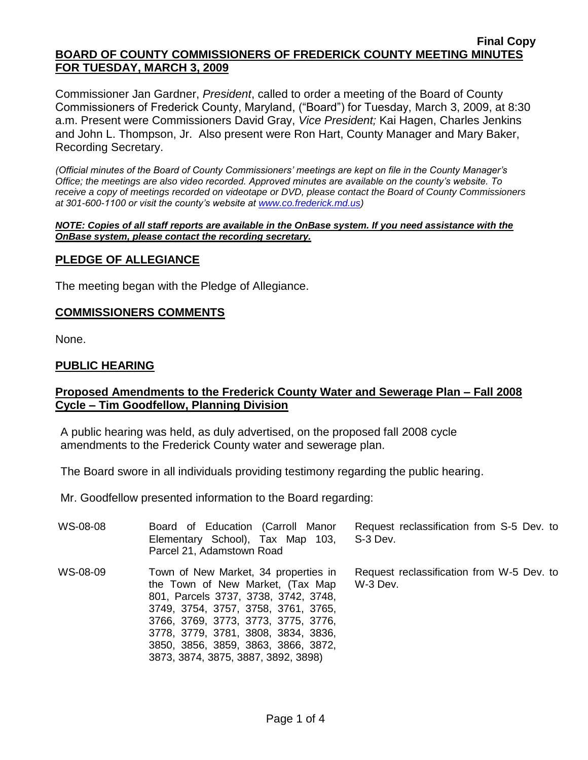**Final Copy**

**BOARD OF COUNTY COMMISSIONERS OF FREDERICK COUNTY MEETING MINUTES FOR TUESDAY, MARCH 3, 2009**

Commissioner Jan Gardner, *President*, called to order a meeting of the Board of County Commissioners of Frederick County, Maryland, ("Board") for Tuesday, March 3, 2009, at 8:30 a.m. Present were Commissioners David Gray, *Vice President;* Kai Hagen, Charles Jenkins and John L. Thompson, Jr. Also present were Ron Hart, County Manager and Mary Baker, Recording Secretary.

*(Official minutes of the Board of County Commissioners' meetings are kept on file in the County Manager's Office; the meetings are also video recorded. Approved minutes are available on the county's website. To receive a copy of meetings recorded on videotape or DVD, please contact the Board of County Commissioners at 301-600-1100 or visit the county's website at www.co.frederick.md.us)*

***NOTE: Copies of all staff reports are available in the OnBase system. If you need assistance with the OnBase system, please contact the recording secretary.***

## PLEDGE OF ALLEGIANCE

The meeting began with the Pledge of Allegiance.

## COMMISSIONERS COMMENTS

None.

## PUBLIC HEARING

## Proposed Amendments to the Frederick County Water and Sewerage Plan – Fall 2008 Cycle – Tim Goodfellow, Planning Division

A public hearing was held, as duly advertised, on the proposed fall 2008 cycle amendments to the Frederick County water and sewerage plan.

The Board swore in all individuals providing testimony regarding the public hearing.

Mr. Goodfellow presented information to the Board regarding:

| | | |
|---|---|---|
| WS-08-08 | Board of Education (Carroll Manor Elementary School), Tax Map 103, Parcel 21, Adamstown Road | Request reclassification from S-5 Dev. to S-3 Dev. |
| WS-08-09 | Town of New Market, 34 properties in the Town of New Market, (Tax Map 801, Parcels 3737, 3738, 3742, 3748, 3749, 3754, 3757, 3758, 3761, 3765, 3766, 3769, 3773, 3773, 3775, 3776, 3778, 3779, 3781, 3808, 3834, 3836, 3850, 3856, 3859, 3863, 3866, 3872, 3873, 3874, 3875, 3887, 3892, 3898) | Request reclassification from W-5 Dev. to W-3 Dev. |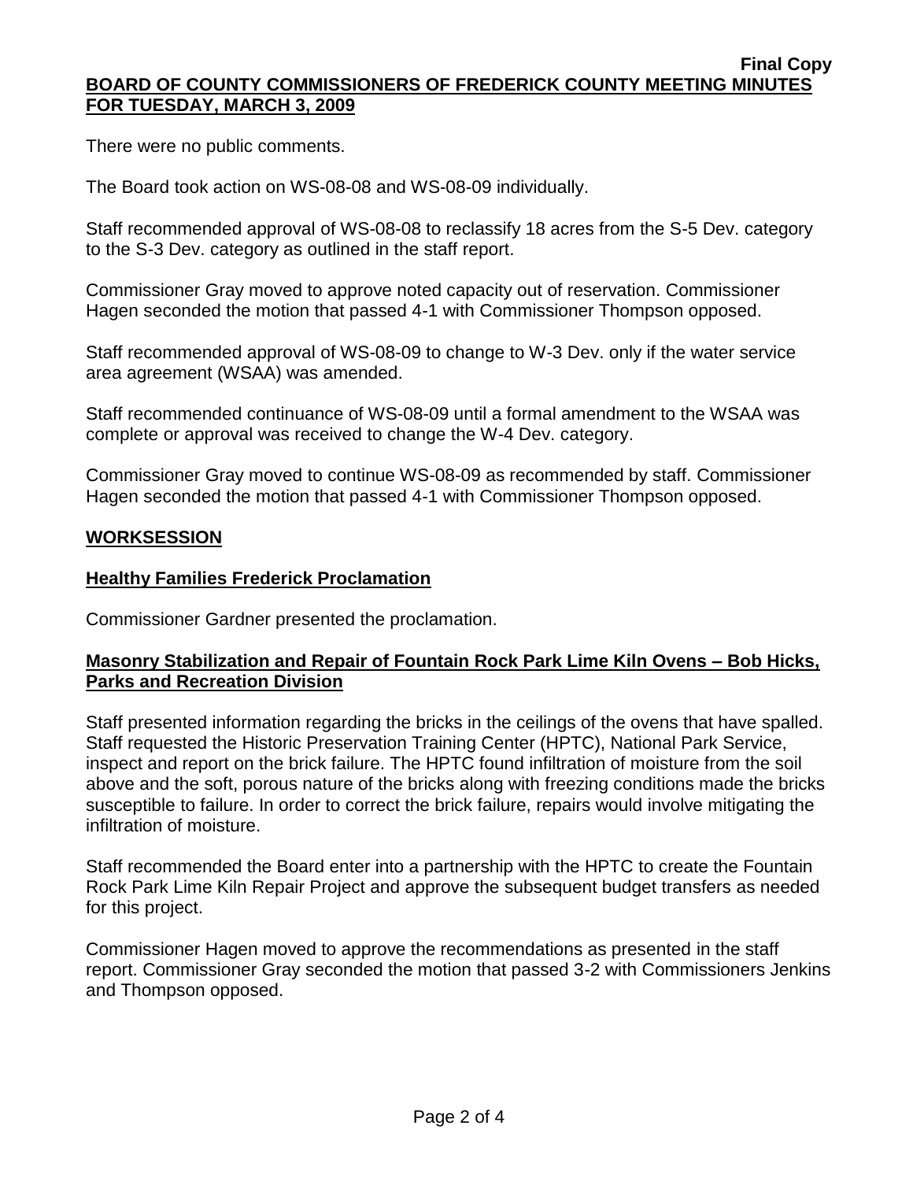There were no public comments.

The Board took action on WS-08-08 and WS-08-09 individually.

Staff recommended approval of WS-08-08 to reclassify 18 acres from the S-5 Dev. category to the S-3 Dev. category as outlined in the staff report.

Commissioner Gray moved to approve noted capacity out of reservation. Commissioner Hagen seconded the motion that passed 4-1 with Commissioner Thompson opposed.

Staff recommended approval of WS-08-09 to change to W-3 Dev. only if the water service area agreement (WSAA) was amended.

Staff recommended continuance of WS-08-09 until a formal amendment to the WSAA was complete or approval was received to change the W-4 Dev. category.

Commissioner Gray moved to continue WS-08-09 as recommended by staff. Commissioner Hagen seconded the motion that passed 4-1 with Commissioner Thompson opposed.

## WORKSESSION

### Healthy Families Frederick Proclamation

Commissioner Gardner presented the proclamation.

### Masonry Stabilization and Repair of Fountain Rock Park Lime Kiln Ovens – Bob Hicks, Parks and Recreation Division

Staff presented information regarding the bricks in the ceilings of the ovens that have spalled. Staff requested the Historic Preservation Training Center (HPTC), National Park Service, inspect and report on the brick failure. The HPTC found infiltration of moisture from the soil above and the soft, porous nature of the bricks along with freezing conditions made the bricks susceptible to failure. In order to correct the brick failure, repairs would involve mitigating the infiltration of moisture.

Staff recommended the Board enter into a partnership with the HPTC to create the Fountain Rock Park Lime Kiln Repair Project and approve the subsequent budget transfers as needed for this project.

Commissioner Hagen moved to approve the recommendations as presented in the staff report. Commissioner Gray seconded the motion that passed 3-2 with Commissioners Jenkins and Thompson opposed.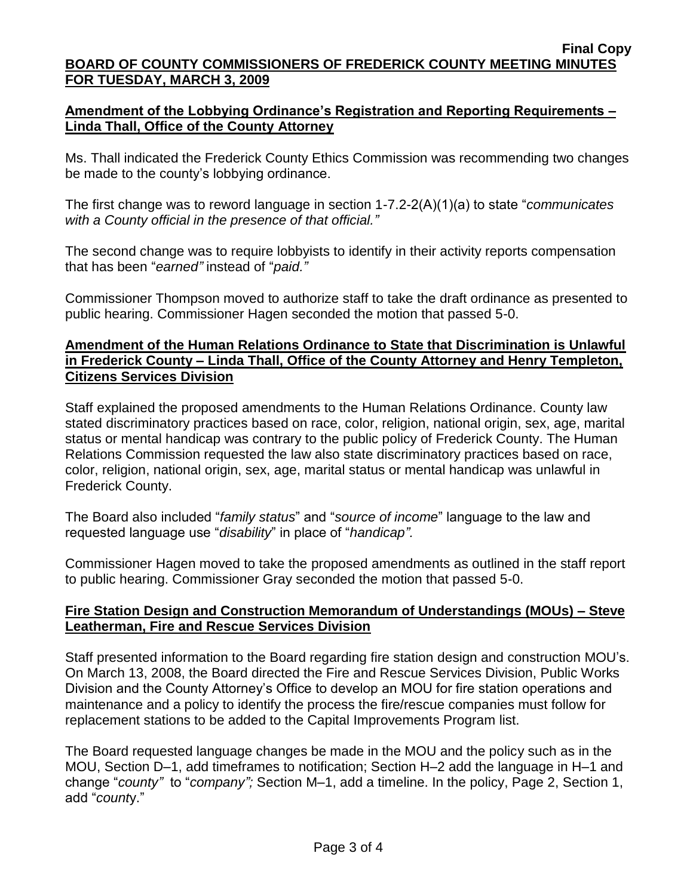**Amendment of the Lobbying Ordinance's Registration and Reporting Requirements – Linda Thall, Office of the County Attorney**

Ms. Thall indicated the Frederick County Ethics Commission was recommending two changes be made to the county's lobbying ordinance.

The first change was to reword language in section 1-7.2-2(A)(1)(a) to state "*communicates with a County official in the presence of that official."*

The second change was to require lobbyists to identify in their activity reports compensation that has been "*earned"* instead of "*paid."*

Commissioner Thompson moved to authorize staff to take the draft ordinance as presented to public hearing. Commissioner Hagen seconded the motion that passed 5-0.

**Amendment of the Human Relations Ordinance to State that Discrimination is Unlawful in Frederick County – Linda Thall, Office of the County Attorney and Henry Templeton, Citizens Services Division**

Staff explained the proposed amendments to the Human Relations Ordinance. County law stated discriminatory practices based on race, color, religion, national origin, sex, age, marital status or mental handicap was contrary to the public policy of Frederick County. The Human Relations Commission requested the law also state discriminatory practices based on race, color, religion, national origin, sex, age, marital status or mental handicap was unlawful in Frederick County.

The Board also included "*family status*" and "*source of income*" language to the law and requested language use "*disability*" in place of "*handicap".*

Commissioner Hagen moved to take the proposed amendments as outlined in the staff report to public hearing. Commissioner Gray seconded the motion that passed 5-0.

**Fire Station Design and Construction Memorandum of Understandings (MOUs) – Steve Leatherman, Fire and Rescue Services Division**

Staff presented information to the Board regarding fire station design and construction MOU's. On March 13, 2008, the Board directed the Fire and Rescue Services Division, Public Works Division and the County Attorney's Office to develop an MOU for fire station operations and maintenance and a policy to identify the process the fire/rescue companies must follow for replacement stations to be added to the Capital Improvements Program list.

The Board requested language changes be made in the MOU and the policy such as in the MOU, Section D–1, add timeframes to notification; Section H–2 add the language in H–1 and change "*county"* to "*company";* Section M–1, add a timeline. In the policy, Page 2, Section 1, add "*county*."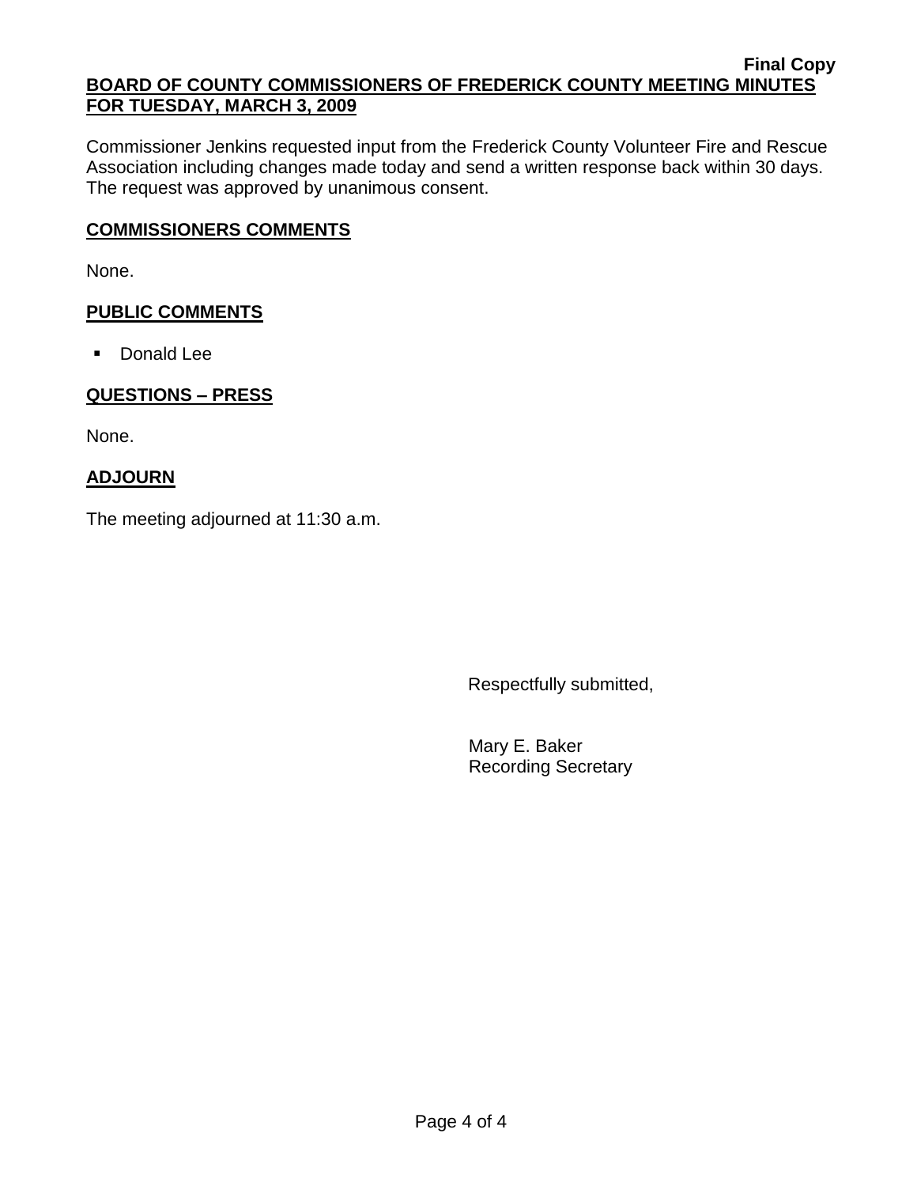Commissioner Jenkins requested input from the Frederick County Volunteer Fire and Rescue Association including changes made today and send a written response back within 30 days. The request was approved by unanimous consent.

## COMMISSIONERS COMMENTS

None.

## PUBLIC COMMENTS

- Donald Lee

## QUESTIONS – PRESS

None.

## ADJOURN

The meeting adjourned at 11:30 a.m.

Respectfully submitted,

Mary E. Baker
Recording Secretary